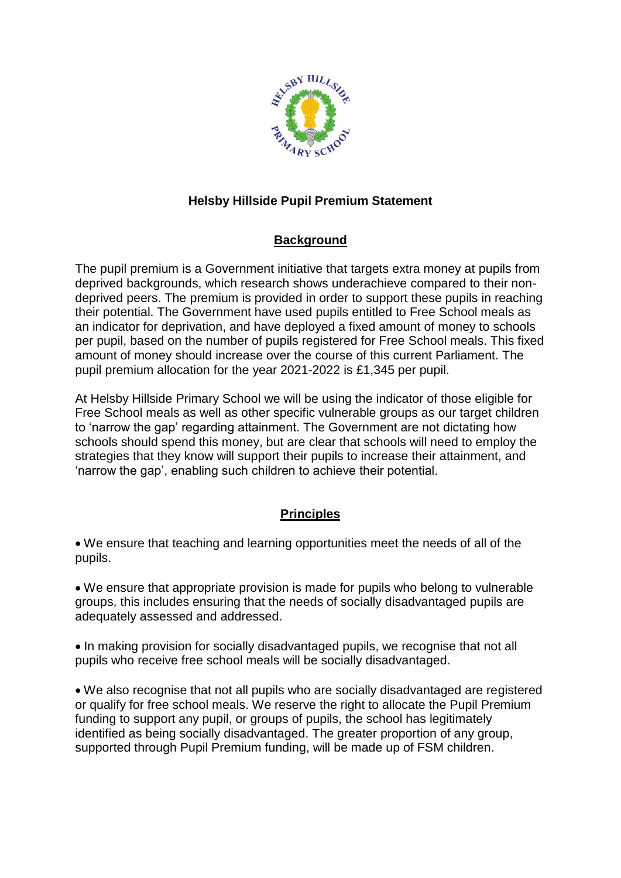# Helsby Hillside Pupil Premium Statement

## Background

The pupil premium is a Government initiative that targets extra money at pupils from deprived backgrounds, which research shows underachieve compared to their non-deprived peers. The premium is provided in order to support these pupils in reaching their potential. The Government have used pupils entitled to Free School meals as an indicator for deprivation, and have deployed a fixed amount of money to schools per pupil, based on the number of pupils registered for Free School meals. This fixed amount of money should increase over the course of this current Parliament. The pupil premium allocation for the year 2021-2022 is £1,345 per pupil.

At Helsby Hillside Primary School we will be using the indicator of those eligible for Free School meals as well as other specific vulnerable groups as our target children to 'narrow the gap' regarding attainment. The Government are not dictating how schools should spend this money, but are clear that schools will need to employ the strategies that they know will support their pupils to increase their attainment, and 'narrow the gap', enabling such children to achieve their potential.

## Principles

- We ensure that teaching and learning opportunities meet the needs of all of the pupils.

- We ensure that appropriate provision is made for pupils who belong to vulnerable groups, this includes ensuring that the needs of socially disadvantaged pupils are adequately assessed and addressed.

- In making provision for socially disadvantaged pupils, we recognise that not all pupils who receive free school meals will be socially disadvantaged.

- We also recognise that not all pupils who are socially disadvantaged are registered or qualify for free school meals. We reserve the right to allocate the Pupil Premium funding to support any pupil, or groups of pupils, the school has legitimately identified as being socially disadvantaged. The greater proportion of any group, supported through Pupil Premium funding, will be made up of FSM children.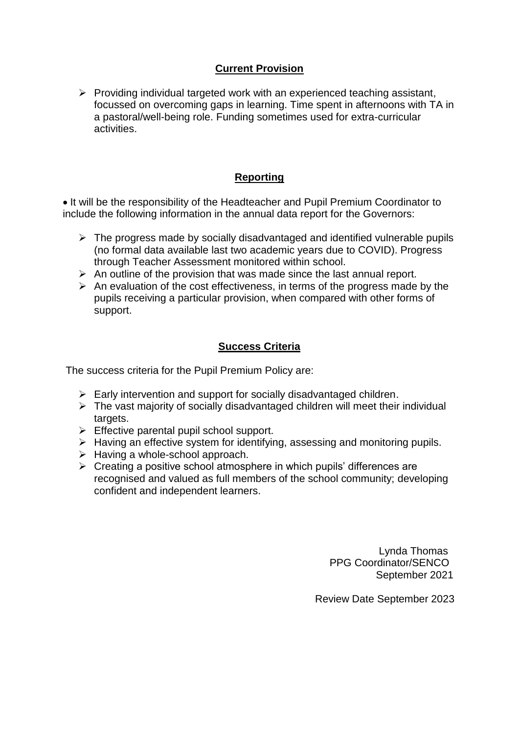## Current Provision

- Providing individual targeted work with an experienced teaching assistant, focussed on overcoming gaps in learning. Time spent in afternoons with TA in a pastoral/well-being role. Funding sometimes used for extra-curricular activities.

## Reporting

- It will be the responsibility of the Headteacher and Pupil Premium Coordinator to include the following information in the annual data report for the Governors:
  - The progress made by socially disadvantaged and identified vulnerable pupils (no formal data available last two academic years due to COVID). Progress through Teacher Assessment monitored within school.
  - An outline of the provision that was made since the last annual report.
  - An evaluation of the cost effectiveness, in terms of the progress made by the pupils receiving a particular provision, when compared with other forms of support.

## Success Criteria

The success criteria for the Pupil Premium Policy are:

- Early intervention and support for socially disadvantaged children.
- The vast majority of socially disadvantaged children will meet their individual targets.
- Effective parental pupil school support.
- Having an effective system for identifying, assessing and monitoring pupils.
- Having a whole-school approach.
- Creating a positive school atmosphere in which pupils' differences are recognised and valued as full members of the school community; developing confident and independent learners.

Lynda Thomas
PPG Coordinator/SENCO
September 2021

Review Date September 2023